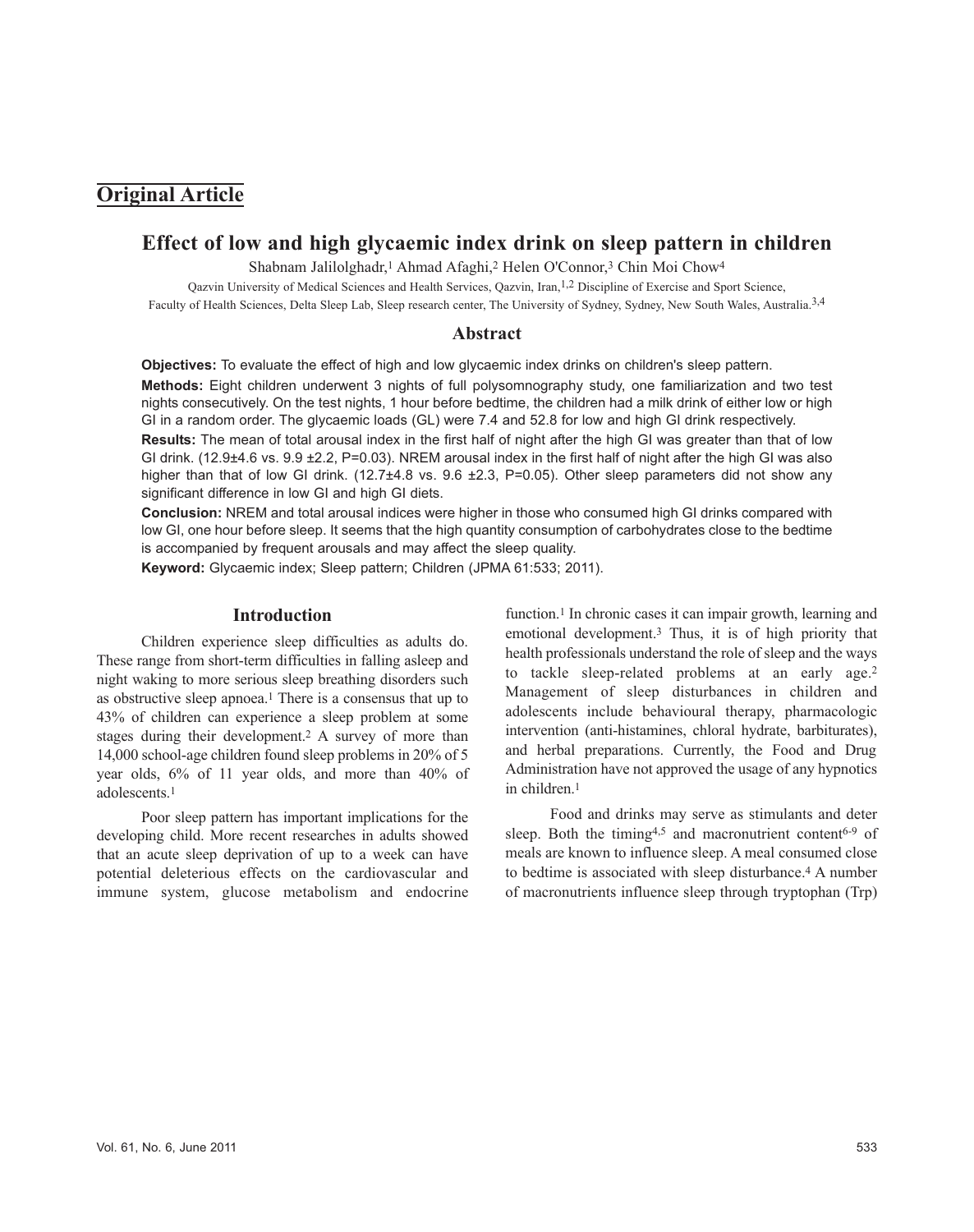## Original Article

# Effect of low and high glycaemic index drink on sleep pattern in children

Shabnam Jalilolghadr,[1] Ahmad Afaghi,[2] Helen O'Connor,[3] Chin Moi Chow[4]

Qazvin University of Medical Sciences and Health Services, Qazvin, Iran,[1,2] Discipline of Exercise and Sport Science, Faculty of Health Sciences, Delta Sleep Lab, Sleep research center, The University of Sydney, Sydney, New South Wales, Australia.[3,4]

## Abstract

**Objectives:** To evaluate the effect of high and low glycaemic index drinks on children's sleep pattern.

**Methods:** Eight children underwent 3 nights of full polysomnography study, one familiarization and two test nights consecutively. On the test nights, 1 hour before bedtime, the children had a milk drink of either low or high GI in a random order. The glycaemic loads (GL) were 7.4 and 52.8 for low and high GI drink respectively.

**Results:** The mean of total arousal index in the first half of night after the high GI was greater than that of low GI drink. (12.9±4.6 vs. 9.9 ±2.2, P=0.03). NREM arousal index in the first half of night after the high GI was also higher than that of low GI drink. (12.7±4.8 vs. 9.6 ±2.3, P=0.05). Other sleep parameters did not show any significant difference in low GI and high GI diets.

**Conclusion:** NREM and total arousal indices were higher in those who consumed high GI drinks compared with low GI, one hour before sleep. It seems that the high quantity consumption of carbohydrates close to the bedtime is accompanied by frequent arousals and may affect the sleep quality.

**Keyword:** Glycaemic index; Sleep pattern; Children (JPMA 61:533; 2011).

## Introduction

Children experience sleep difficulties as adults do. These range from short-term difficulties in falling asleep and night waking to more serious sleep breathing disorders such as obstructive sleep apnoea.[1] There is a consensus that up to 43% of children can experience a sleep problem at some stages during their development.[2] A survey of more than 14,000 school-age children found sleep problems in 20% of 5 year olds, 6% of 11 year olds, and more than 40% of adolescents.[1]

Poor sleep pattern has important implications for the developing child. More recent researches in adults showed that an acute sleep deprivation of up to a week can have potential deleterious effects on the cardiovascular and immune system, glucose metabolism and endocrine function.[1] In chronic cases it can impair growth, learning and emotional development.[3] Thus, it is of high priority that health professionals understand the role of sleep and the ways to tackle sleep-related problems at an early age.[2] Management of sleep disturbances in children and adolescents include behavioural therapy, pharmacologic intervention (anti-histamines, chloral hydrate, barbiturates), and herbal preparations. Currently, the Food and Drug Administration have not approved the usage of any hypnotics in children.[1]

Food and drinks may serve as stimulants and deter sleep. Both the timing[4,5] and macronutrient content[6-9] of meals are known to influence sleep. A meal consumed close to bedtime is associated with sleep disturbance.[4] A number of macronutrients influence sleep through tryptophan (Trp)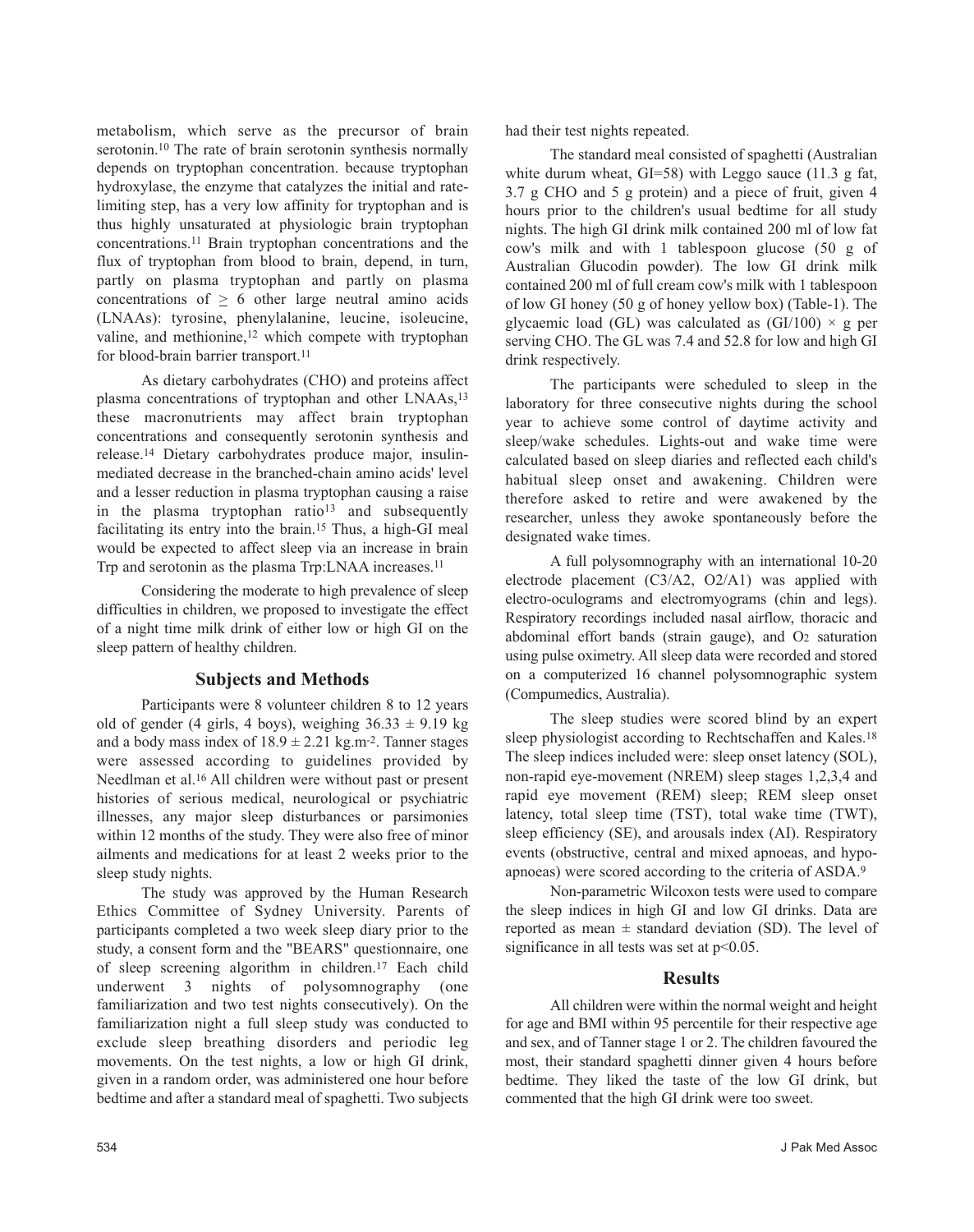metabolism, which serve as the precursor of brain serotonin.[10] The rate of brain serotonin synthesis normally depends on tryptophan concentration. because tryptophan hydroxylase, the enzyme that catalyzes the initial and rate-limiting step, has a very low affinity for tryptophan and is thus highly unsaturated at physiologic brain tryptophan concentrations.[11] Brain tryptophan concentrations and the flux of tryptophan from blood to brain, depend, in turn, partly on plasma tryptophan and partly on plasma concentrations of $\geq$ 6 other large neutral amino acids (LNAAs): tyrosine, phenylalanine, leucine, isoleucine, valine, and methionine,[12] which compete with tryptophan for blood-brain barrier transport.[11]

As dietary carbohydrates (CHO) and proteins affect plasma concentrations of tryptophan and other LNAAs,[13] these macronutrients may affect brain tryptophan concentrations and consequently serotonin synthesis and release.[14] Dietary carbohydrates produce major, insulin-mediated decrease in the branched-chain amino acids' level and a lesser reduction in plasma tryptophan causing a raise in the plasma tryptophan ratio[13] and subsequently facilitating its entry into the brain.[15] Thus, a high-GI meal would be expected to affect sleep via an increase in brain Trp and serotonin as the plasma Trp:LNAA increases.[11]

Considering the moderate to high prevalence of sleep difficulties in children, we proposed to investigate the effect of a night time milk drink of either low or high GI on the sleep pattern of healthy children.

## Subjects and Methods

Participants were 8 volunteer children 8 to 12 years old of gender (4 girls, 4 boys), weighing 36.33 $\pm$ 9.19 kg and a body mass index of 18.9 $\pm$ 2.21 kg.m$^{-2}$. Tanner stages were assessed according to guidelines provided by Needlman et al.[16] All children were without past or present histories of serious medical, neurological or psychiatric illnesses, any major sleep disturbances or parsimonies within 12 months of the study. They were also free of minor ailments and medications for at least 2 weeks prior to the sleep study nights.

The study was approved by the Human Research Ethics Committee of Sydney University. Parents of participants completed a two week sleep diary prior to the study, a consent form and the "BEARS" questionnaire, one of sleep screening algorithm in children.[17] Each child underwent 3 nights of polysomnography (one familiarization and two test nights consecutively). On the familiarization night a full sleep study was conducted to exclude sleep breathing disorders and periodic leg movements. On the test nights, a low or high GI drink, given in a random order, was administered one hour before bedtime and after a standard meal of spaghetti. Two subjects had their test nights repeated.

The standard meal consisted of spaghetti (Australian white durum wheat, GI=58) with Leggo sauce (11.3 g fat, 3.7 g CHO and 5 g protein) and a piece of fruit, given 4 hours prior to the children's usual bedtime for all study nights. The high GI drink milk contained 200 ml of low fat cow's milk and with 1 tablespoon glucose (50 g of Australian Glucodin powder). The low GI drink milk contained 200 ml of full cream cow's milk with 1 tablespoon of low GI honey (50 g of honey yellow box) (Table-1). The glycaemic load (GL) was calculated as (GI/100) $\times$ g per serving CHO. The GL was 7.4 and 52.8 for low and high GI drink respectively.

The participants were scheduled to sleep in the laboratory for three consecutive nights during the school year to achieve some control of daytime activity and sleep/wake schedules. Lights-out and wake time were calculated based on sleep diaries and reflected each child's habitual sleep onset and awakening. Children were therefore asked to retire and were awakened by the researcher, unless they awoke spontaneously before the designated wake times.

A full polysomnography with an international 10-20 electrode placement (C3/A2, O2/A1) was applied with electro-oculograms and electromyograms (chin and legs). Respiratory recordings included nasal airflow, thoracic and abdominal effort bands (strain gauge), and $O_2$ saturation using pulse oximetry. All sleep data were recorded and stored on a computerized 16 channel polysomnographic system (Compumedics, Australia).

The sleep studies were scored blind by an expert sleep physiologist according to Rechtschaffen and Kales.[18] The sleep indices included were: sleep onset latency (SOL), non-rapid eye-movement (NREM) sleep stages 1,2,3,4 and rapid eye movement (REM) sleep; REM sleep onset latency, total sleep time (TST), total wake time (TWT), sleep efficiency (SE), and arousals index (AI). Respiratory events (obstructive, central and mixed apnoeas, and hypo-apnoeas) were scored according to the criteria of ASDA.[9]

Non-parametric Wilcoxon tests were used to compare the sleep indices in high GI and low GI drinks. Data are reported as mean $\pm$ standard deviation (SD). The level of significance in all tests was set at $p<0.05$.

## Results

All children were within the normal weight and height for age and BMI within 95 percentile for their respective age and sex, and of Tanner stage 1 or 2. The children favoured the most, their standard spaghetti dinner given 4 hours before bedtime. They liked the taste of the low GI drink, but commented that the high GI drink were too sweet.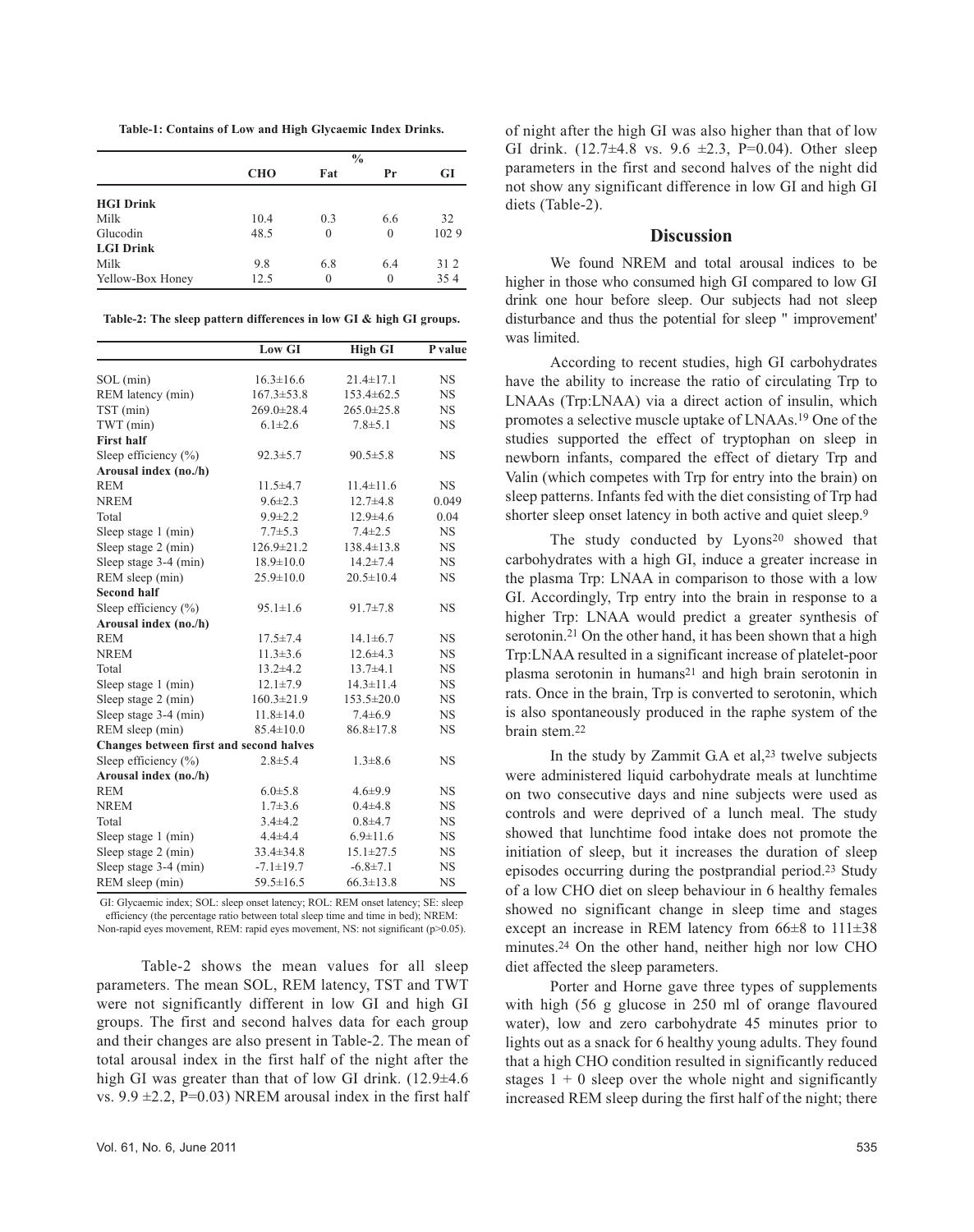**Table-1: Contains of Low and High Glycaemic Index Drinks.**

| | % | | | |
|---|---|---|---|---|
| | CHO | Fat | Pr | GI |
| **HGI Drink** | | | | |
| Milk | 10.4 | 0.3 | 6.6 | 32 |
| Glucodin | 48.5 | 0 | 0 | 102 9 |
| **LGI Drink** | | | | |
| Milk | 9.8 | 6.8 | 6.4 | 31 2 |
| Yellow-Box Honey | 12.5 | 0 | 0 | 35 4 |

**Table-2: The sleep pattern differences in low GI & high GI groups.**

| | Low GI | High GI | P value |
|---|---|---|---|
| SOL (min) | 16.3±16.6 | 21.4±17.1 | NS |
| REM latency (min) | 167.3±53.8 | 153.4±62.5 | NS |
| TST (min) | 269.0±28.4 | 265.0±25.8 | NS |
| TWT (min) | 6.1±2.6 | 7.8±5.1 | NS |
| **First half** | | | |
| Sleep efficiency (%) | 92.3±5.7 | 90.5±5.8 | NS |
| **Arousal index (no./h)** | | | |
| REM | 11.5±4.7 | 11.4±11.6 | NS |
| NREM | 9.6±2.3 | 12.7±4.8 | 0.049 |
| Total | 9.9±2.2 | 12.9±4.6 | 0.04 |
| Sleep stage 1 (min) | 7.7±5.3 | 7.4±2.5 | NS |
| Sleep stage 2 (min) | 126.9±21.2 | 138.4±13.8 | NS |
| Sleep stage 3-4 (min) | 18.9±10.0 | 14.2±7.4 | NS |
| REM sleep (min) | 25.9±10.0 | 20.5±10.4 | NS |
| **Second half** | | | |
| Sleep efficiency (%) | 95.1±1.6 | 91.7±7.8 | NS |
| **Arousal index (no./h)** | | | |
| REM | 17.5±7.4 | 14.1±6.7 | NS |
| NREM | 11.3±3.6 | 12.6±4.3 | NS |
| Total | 13.2±4.2 | 13.7±4.1 | NS |
| Sleep stage 1 (min) | 12.1±7.9 | 14.3±11.4 | NS |
| Sleep stage 2 (min) | 160.3±21.9 | 153.5±20.0 | NS |
| Sleep stage 3-4 (min) | 11.8±14.0 | 7.4±6.9 | NS |
| REM sleep (min) | 85.4±10.0 | 86.8±17.8 | NS |
| **Changes between first and second halves** | | | |
| Sleep efficiency (%) | 2.8±5.4 | 1.3±8.6 | NS |
| **Arousal index (no./h)** | | | |
| REM | 6.0±5.8 | 4.6±9.9 | NS |
| NREM | 1.7±3.6 | 0.4±4.8 | NS |
| Total | 3.4±4.2 | 0.8±4.7 | NS |
| Sleep stage 1 (min) | 4.4±4.4 | 6.9±11.6 | NS |
| Sleep stage 2 (min) | 33.4±34.8 | 15.1±27.5 | NS |
| Sleep stage 3-4 (min) | -7.1±19.7 | -6.8±7.1 | NS |
| REM sleep (min) | 59.5±16.5 | 66.3±13.8 | NS |

GI: Glycaemic index; SOL: sleep onset latency; ROL: REM onset latency; SE: sleep efficiency (the percentage ratio between total sleep time and time in bed); NREM: Non-rapid eyes movement, REM: rapid eyes movement, NS: not significant (p>0.05).

Table-2 shows the mean values for all sleep parameters. The mean SOL, REM latency, TST and TWT were not significantly different in low GI and high GI groups. The first and second halves data for each group and their changes are also present in Table-2. The mean of total arousal index in the first half of the night after the high GI was greater than that of low GI drink. (12.9±4.6 vs. 9.9 ±2.2, P=0.03) NREM arousal index in the first half of night after the high GI was also higher than that of low GI drink. (12.7±4.8 vs. 9.6 ±2.3, P=0.04). Other sleep parameters in the first and second halves of the night did not show any significant difference in low GI and high GI diets (Table-2).

## Discussion

We found NREM and total arousal indices to be higher in those who consumed high GI compared to low GI drink one hour before sleep. Our subjects had not sleep disturbance and thus the potential for sleep " improvement' was limited.

According to recent studies, high GI carbohydrates have the ability to increase the ratio of circulating Trp to LNAAs (Trp:LNAA) via a direct action of insulin, which promotes a selective muscle uptake of LNAAs.[19] One of the studies supported the effect of tryptophan on sleep in newborn infants, compared the effect of dietary Trp and Valin (which competes with Trp for entry into the brain) on sleep patterns. Infants fed with the diet consisting of Trp had shorter sleep onset latency in both active and quiet sleep.[9]

The study conducted by Lyons[20] showed that carbohydrates with a high GI, induce a greater increase in the plasma Trp: LNAA in comparison to those with a low GI. Accordingly, Trp entry into the brain in response to a higher Trp: LNAA would predict a greater synthesis of serotonin.[21] On the other hand, it has been shown that a high Trp:LNAA resulted in a significant increase of platelet-poor plasma serotonin in humans[21] and high brain serotonin in rats. Once in the brain, Trp is converted to serotonin, which is also spontaneously produced in the raphe system of the brain stem.[22]

In the study by Zammit G.A et al,[23] twelve subjects were administered liquid carbohydrate meals at lunchtime on two consecutive days and nine subjects were used as controls and were deprived of a lunch meal. The study showed that lunchtime food intake does not promote the initiation of sleep, but it increases the duration of sleep episodes occurring during the postprandial period.[23] Study of a low CHO diet on sleep behaviour in 6 healthy females showed no significant change in sleep time and stages except an increase in REM latency from 66±8 to 111±38 minutes.[24] On the other hand, neither high nor low CHO diet affected the sleep parameters.

Porter and Horne gave three types of supplements with high (56 g glucose in 250 ml of orange flavoured water), low and zero carbohydrate 45 minutes prior to lights out as a snack for 6 healthy young adults. They found that a high CHO condition resulted in significantly reduced stages 1 + 0 sleep over the whole night and significantly increased REM sleep during the first half of the night; there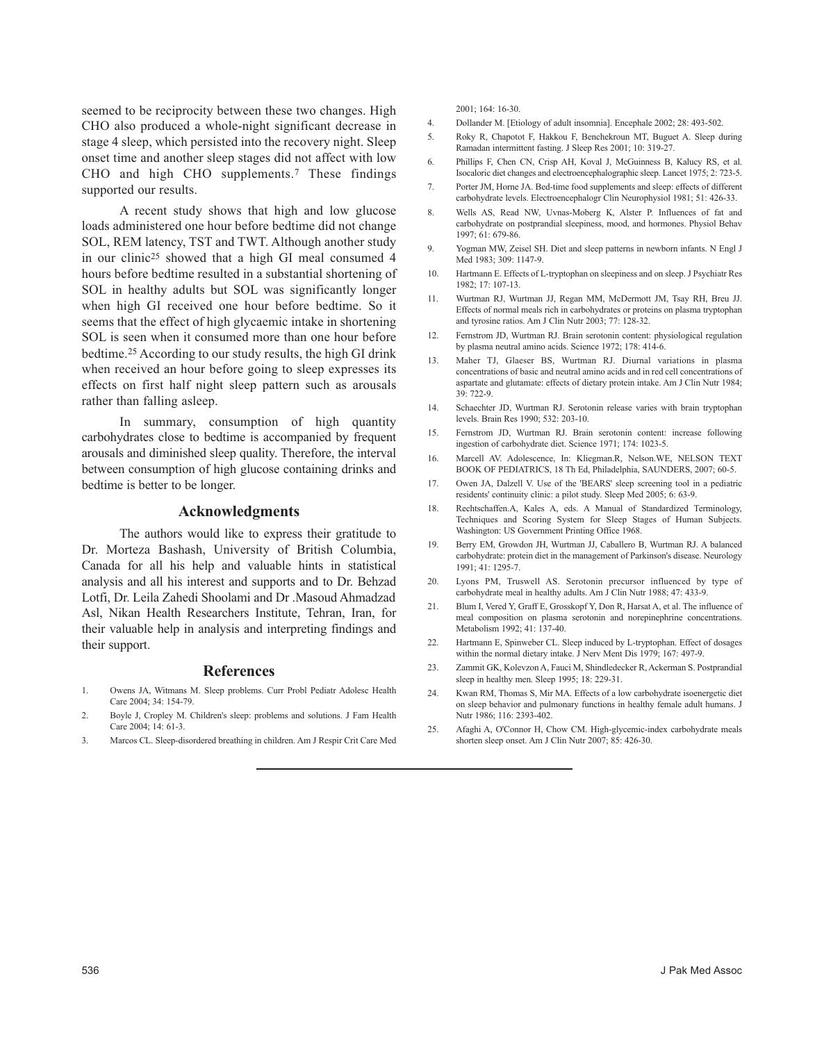seemed to be reciprocity between these two changes. High CHO also produced a whole-night significant decrease in stage 4 sleep, which persisted into the recovery night. Sleep onset time and another sleep stages did not affect with low CHO and high CHO supplements.[7] These findings supported our results.

A recent study shows that high and low glucose loads administered one hour before bedtime did not change SOL, REM latency, TST and TWT. Although another study in our clinic[25] showed that a high GI meal consumed 4 hours before bedtime resulted in a substantial shortening of SOL in healthy adults but SOL was significantly longer when high GI received one hour before bedtime. So it seems that the effect of high glycaemic intake in shortening SOL is seen when it consumed more than one hour before bedtime.[25] According to our study results, the high GI drink when received an hour before going to sleep expresses its effects on first half night sleep pattern such as arousals rather than falling asleep.

In summary, consumption of high quantity carbohydrates close to bedtime is accompanied by frequent arousals and diminished sleep quality. Therefore, the interval between consumption of high glucose containing drinks and bedtime is better to be longer.

## Acknowledgments

The authors would like to express their gratitude to Dr. Morteza Bashash, University of British Columbia, Canada for all his help and valuable hints in statistical analysis and all his interest and supports and to Dr. Behzad Lotfi, Dr. Leila Zahedi Shoolami and Dr .Masoud Ahmadzad Asl, Nikan Health Researchers Institute, Tehran, Iran, for their valuable help in analysis and interpreting findings and their support.

## References

1. Owens JA, Witmans M. Sleep problems. Curr Probl Pediatr Adolesc Health Care 2004; 34: 154-79.
2. Boyle J, Cropley M. Children's sleep: problems and solutions. J Fam Health Care 2004; 14: 61-3.
3. Marcos CL. Sleep-disordered breathing in children. Am J Respir Crit Care Med 2001; 164: 16-30.
4. Dollander M. [Etiology of adult insomnia]. Encephale 2002; 28: 493-502.
5. Roky R, Chapotot F, Hakkou F, Benchekroun MT, Buguet A. Sleep during Ramadan intermittent fasting. J Sleep Res 2001; 10: 319-27.
6. Phillips F, Chen CN, Crisp AH, Koval J, McGuinness B, Kalucy RS, et al. Isocaloric diet changes and electroencephalographic sleep. Lancet 1975; 2: 723-5.
7. Porter JM, Horne JA. Bed-time food supplements and sleep: effects of different carbohydrate levels. Electroencephalogr Clin Neurophysiol 1981; 51: 426-33.
8. Wells AS, Read NW, Uvnas-Moberg K, Alster P. Influences of fat and carbohydrate on postprandial sleepiness, mood, and hormones. Physiol Behav 1997; 61: 679-86.
9. Yogman MW, Zeisel SH. Diet and sleep patterns in newborn infants. N Engl J Med 1983; 309: 1147-9.
10. Hartmann E. Effects of L-tryptophan on sleepiness and on sleep. J Psychiatr Res 1982; 17: 107-13.
11. Wurtman RJ, Wurtman JJ, Regan MM, McDermott JM, Tsay RH, Breu JJ. Effects of normal meals rich in carbohydrates or proteins on plasma tryptophan and tyrosine ratios. Am J Clin Nutr 2003; 77: 128-32.
12. Fernstrom JD, Wurtman RJ. Brain serotonin content: physiological regulation by plasma neutral amino acids. Science 1972; 178: 414-6.
13. Maher TJ, Glaeser BS, Wurtman RJ. Diurnal variations in plasma concentrations of basic and neutral amino acids and in red cell concentrations of aspartate and glutamate: effects of dietary protein intake. Am J Clin Nutr 1984; 39: 722-9.
14. Schaechter JD, Wurtman RJ. Serotonin release varies with brain tryptophan levels. Brain Res 1990; 532: 203-10.
15. Fernstrom JD, Wurtman RJ. Brain serotonin content: increase following ingestion of carbohydrate diet. Science 1971; 174: 1023-5.
16. Marcell AV. Adolescence, In: Kliegman.R, Nelson.WE, NELSON TEXT BOOK OF PEDIATRICS, 18 Th Ed, Philadelphia, SAUNDERS, 2007; 60-5.
17. Owen JA, Dalzell V. Use of the 'BEARS' sleep screening tool in a pediatric residents' continuity clinic: a pilot study. Sleep Med 2005; 6: 63-9.
18. Rechtschaffen.A, Kales A, eds. A Manual of Standardized Terminology, Techniques and Scoring System for Sleep Stages of Human Subjects. Washington: US Government Printing Office 1968.
19. Berry EM, Growdon JH, Wurtman JJ, Caballero B, Wurtman RJ. A balanced carbohydrate: protein diet in the management of Parkinson's disease. Neurology 1991; 41: 1295-7.
20. Lyons PM, Truswell AS. Serotonin precursor influenced by type of carbohydrate meal in healthy adults. Am J Clin Nutr 1988; 47: 433-9.
21. Blum I, Vered Y, Graff E, Grosskopf Y, Don R, Harsat A, et al. The influence of meal composition on plasma serotonin and norepinephrine concentrations. Metabolism 1992; 41: 137-40.
22. Hartmann E, Spinweber CL. Sleep induced by L-tryptophan. Effect of dosages within the normal dietary intake. J Nerv Ment Dis 1979; 167: 497-9.
23. Zammit GK, Kolevzon A, Fauci M, Shindledecker R, Ackerman S. Postprandial sleep in healthy men. Sleep 1995; 18: 229-31.
24. Kwan RM, Thomas S, Mir MA. Effects of a low carbohydrate isoenergetic diet on sleep behavior and pulmonary functions in healthy female adult humans. J Nutr 1986; 116: 2393-402.
25. Afaghi A, O'Connor H, Chow CM. High-glycemic-index carbohydrate meals shorten sleep onset. Am J Clin Nutr 2007; 85: 426-30.